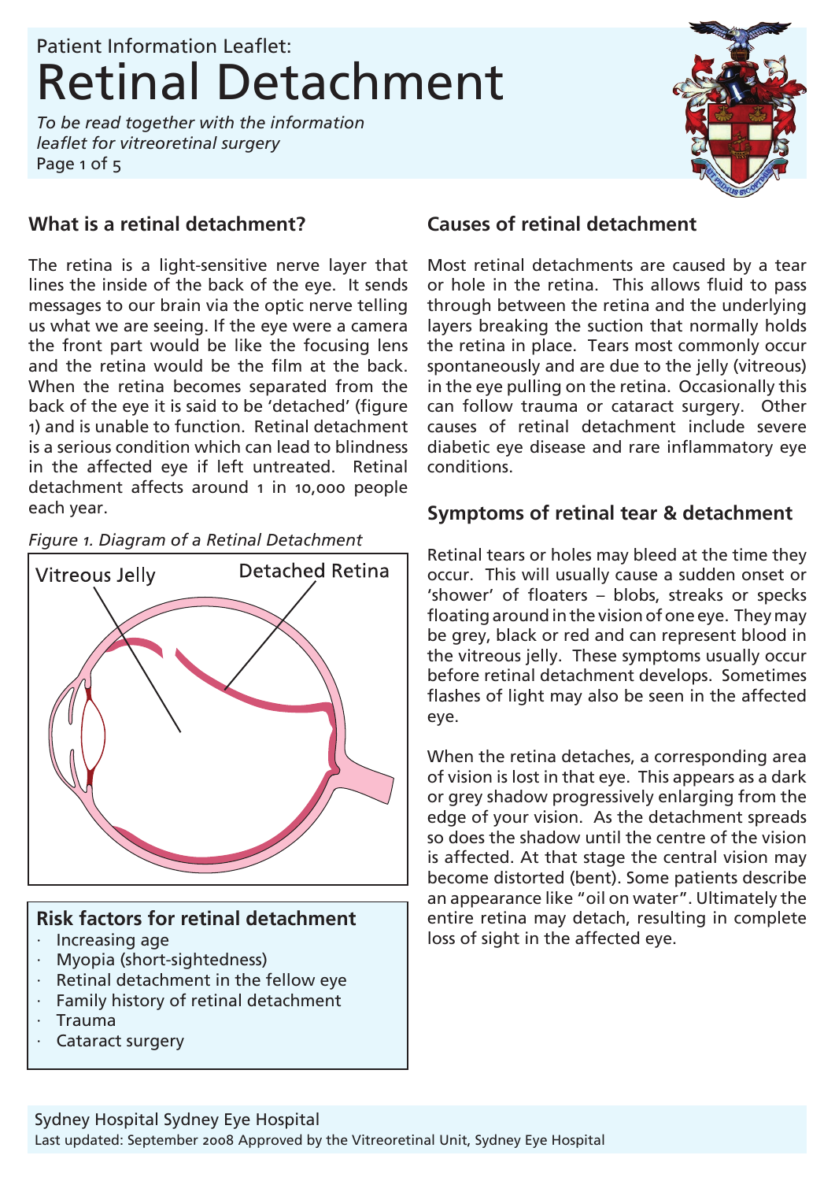Patient Information Leaflet:

# Retinal Detachment

*To be read together with the information leaflet for vitreoretinal surgery*

## What is a retinal detachment?

The retina is a light-sensitive nerve layer that lines the inside of the back of the eye. It sends messages to our brain via the optic nerve telling us what we are seeing. If the eye were a camera the front part would be like the focusing lens and the retina would be the film at the back. When the retina becomes separated from the back of the eye it is said to be 'detached' (figure 1) and is unable to function. Retinal detachment is a serious condition which can lead to blindness in the affected eye if left untreated. Retinal detachment affects around 1 in 10,000 people each year.

*Figure 1. Diagram of a Retinal Detachment*

Vitreous Jelly

Detached Retina

### Risk factors for retinal detachment

- Increasing age
- Myopia (short-sightedness)
- Retinal detachment in the fellow eye
- Family history of retinal detachment
- Trauma
- Cataract surgery

## Causes of retinal detachment

Most retinal detachments are caused by a tear or hole in the retina. This allows fluid to pass through between the retina and the underlying layers breaking the suction that normally holds the retina in place. Tears most commonly occur spontaneously and are due to the jelly (vitreous) in the eye pulling on the retina. Occasionally this can follow trauma or cataract surgery. Other causes of retinal detachment include severe diabetic eye disease and rare inflammatory eye conditions.

## Symptoms of retinal tear & detachment

Retinal tears or holes may bleed at the time they occur. This will usually cause a sudden onset or 'shower' of floaters – blobs, streaks or specks floating around in the vision of one eye. They may be grey, black or red and can represent blood in the vitreous jelly. These symptoms usually occur before retinal detachment develops. Sometimes flashes of light may also be seen in the affected eye.

When the retina detaches, a corresponding area of vision is lost in that eye. This appears as a dark or grey shadow progressively enlarging from the edge of your vision. As the detachment spreads so does the shadow until the centre of the vision is affected. At that stage the central vision may become distorted (bent). Some patients describe an appearance like "oil on water". Ultimately the entire retina may detach, resulting in complete loss of sight in the affected eye.

Sydney Hospital Sydney Eye Hospital

Last updated: September 2008 Approved by the Vitreoretinal Unit, Sydney Eye Hospital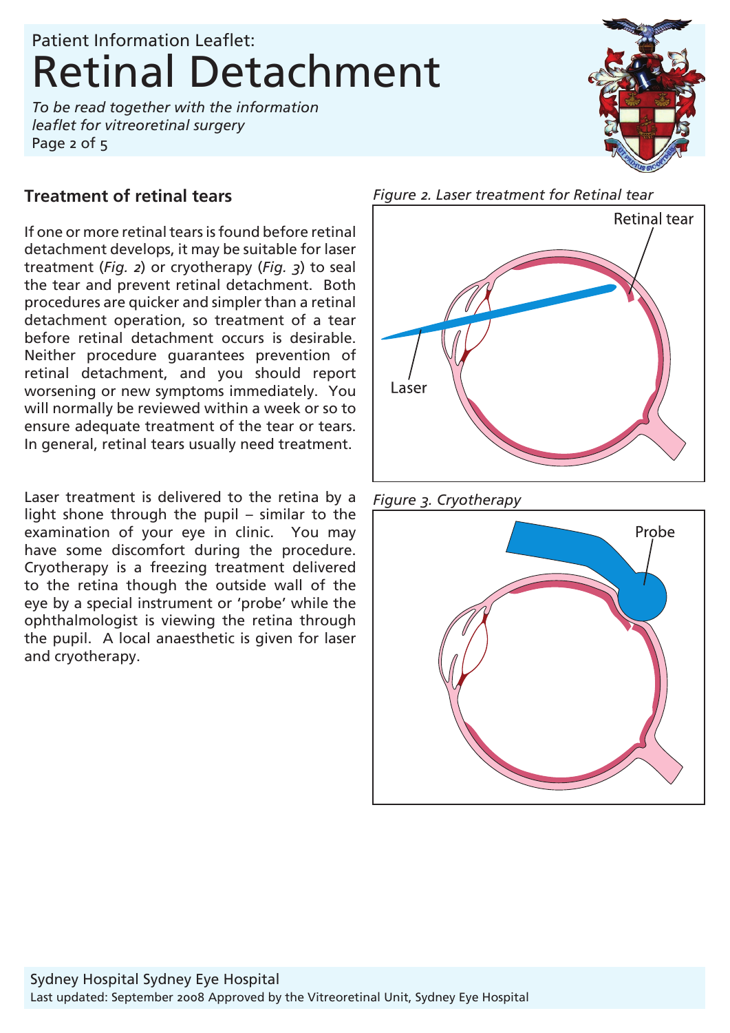## Treatment of retinal tears

If one or more retinal tears is found before retinal detachment develops, it may be suitable for laser treatment (*Fig. 2*) or cryotherapy (*Fig. 3*) to seal the tear and prevent retinal detachment. Both procedures are quicker and simpler than a retinal detachment operation, so treatment of a tear before retinal detachment occurs is desirable. Neither procedure guarantees prevention of retinal detachment, and you should report worsening or new symptoms immediately. You will normally be reviewed within a week or so to ensure adequate treatment of the tear or tears. In general, retinal tears usually need treatment.

Laser treatment is delivered to the retina by a light shone through the pupil – similar to the examination of your eye in clinic. You may have some discomfort during the procedure. Cryotherapy is a freezing treatment delivered to the retina though the outside wall of the eye by a special instrument or 'probe' while the ophthalmologist is viewing the retina through the pupil. A local anaesthetic is given for laser and cryotherapy.

*Figure 2. Laser treatment for Retinal tear*

*Figure 3. Cryotherapy*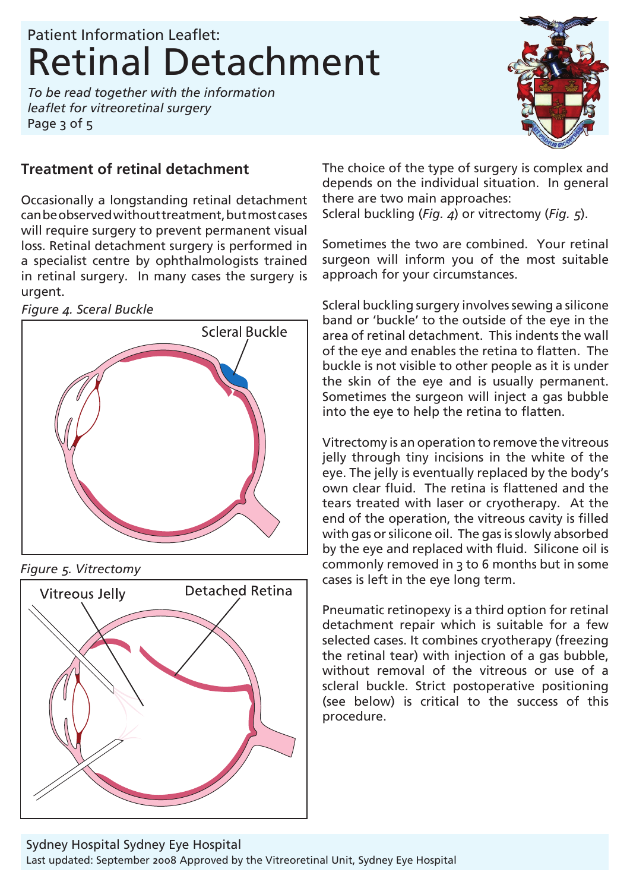## Treatment of retinal detachment

Occasionally a longstanding retinal detachment can be observed without treatment, but most cases will require surgery to prevent permanent visual loss. Retinal detachment surgery is performed in a specialist centre by ophthalmologists trained in retinal surgery. In many cases the surgery is urgent.

*Figure 4. Sceral Buckle*

Scleral Buckle

*Figure 5. Vitrectomy*

Vitreous Jelly

Detached Retina

The choice of the type of surgery is complex and depends on the individual situation. In general there are two main approaches:
Scleral buckling (*Fig. 4*) or vitrectomy (*Fig. 5*).

Sometimes the two are combined. Your retinal surgeon will inform you of the most suitable approach for your circumstances.

Scleral buckling surgery involves sewing a silicone band or 'buckle' to the outside of the eye in the area of retinal detachment. This indents the wall of the eye and enables the retina to flatten. The buckle is not visible to other people as it is under the skin of the eye and is usually permanent. Sometimes the surgeon will inject a gas bubble into the eye to help the retina to flatten.

Vitrectomy is an operation to remove the vitreous jelly through tiny incisions in the white of the eye. The jelly is eventually replaced by the body's own clear fluid. The retina is flattened and the tears treated with laser or cryotherapy. At the end of the operation, the vitreous cavity is filled with gas or silicone oil. The gas is slowly absorbed by the eye and replaced with fluid. Silicone oil is commonly removed in 3 to 6 months but in some cases is left in the eye long term.

Pneumatic retinopexy is a third option for retinal detachment repair which is suitable for a few selected cases. It combines cryotherapy (freezing the retinal tear) with injection of a gas bubble, without removal of the vitreous or use of a scleral buckle. Strict postoperative positioning (see below) is critical to the success of this procedure.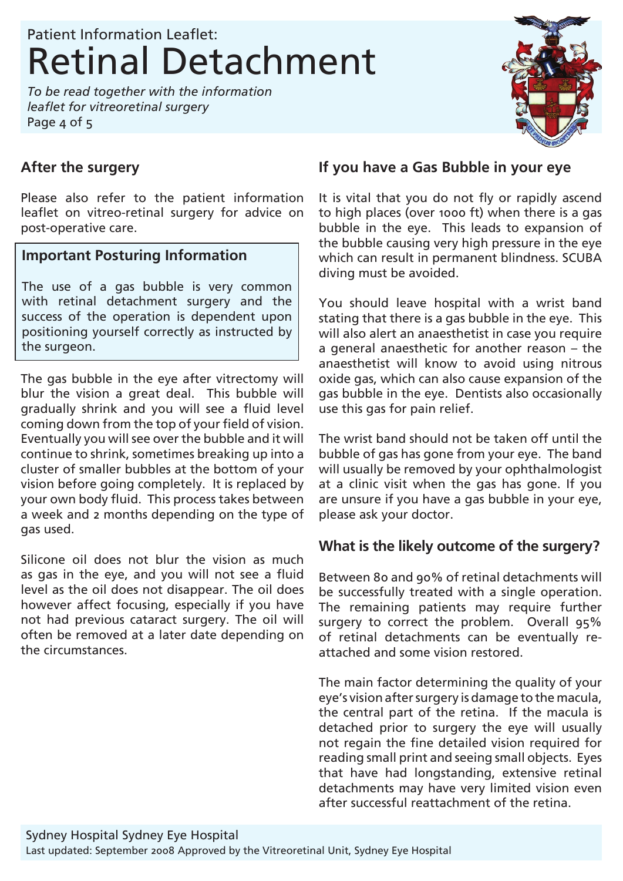## After the surgery

Please also refer to the patient information leaflet on vitreo-retinal surgery for advice on post-operative care.

### Important Posturing Information

The use of a gas bubble is very common with retinal detachment surgery and the success of the operation is dependent upon positioning yourself correctly as instructed by the surgeon.

The gas bubble in the eye after vitrectomy will blur the vision a great deal. This bubble will gradually shrink and you will see a fluid level coming down from the top of your field of vision. Eventually you will see over the bubble and it will continue to shrink, sometimes breaking up into a cluster of smaller bubbles at the bottom of your vision before going completely. It is replaced by your own body fluid. This process takes between a week and 2 months depending on the type of gas used.

Silicone oil does not blur the vision as much as gas in the eye, and you will not see a fluid level as the oil does not disappear. The oil does however affect focusing, especially if you have not had previous cataract surgery. The oil will often be removed at a later date depending on the circumstances.

## If you have a Gas Bubble in your eye

It is vital that you do not fly or rapidly ascend to high places (over 1000 ft) when there is a gas bubble in the eye. This leads to expansion of the bubble causing very high pressure in the eye which can result in permanent blindness. SCUBA diving must be avoided.

You should leave hospital with a wrist band stating that there is a gas bubble in the eye. This will also alert an anaesthetist in case you require a general anaesthetic for another reason – the anaesthetist will know to avoid using nitrous oxide gas, which can also cause expansion of the gas bubble in the eye. Dentists also occasionally use this gas for pain relief.

The wrist band should not be taken off until the bubble of gas has gone from your eye. The band will usually be removed by your ophthalmologist at a clinic visit when the gas has gone. If you are unsure if you have a gas bubble in your eye, please ask your doctor.

## What is the likely outcome of the surgery?

Between 80 and 90% of retinal detachments will be successfully treated with a single operation. The remaining patients may require further surgery to correct the problem. Overall 95% of retinal detachments can be eventually re-attached and some vision restored.

The main factor determining the quality of your eye's vision after surgery is damage to the macula, the central part of the retina. If the macula is detached prior to surgery the eye will usually not regain the fine detailed vision required for reading small print and seeing small objects. Eyes that have had longstanding, extensive retinal detachments may have very limited vision even after successful reattachment of the retina.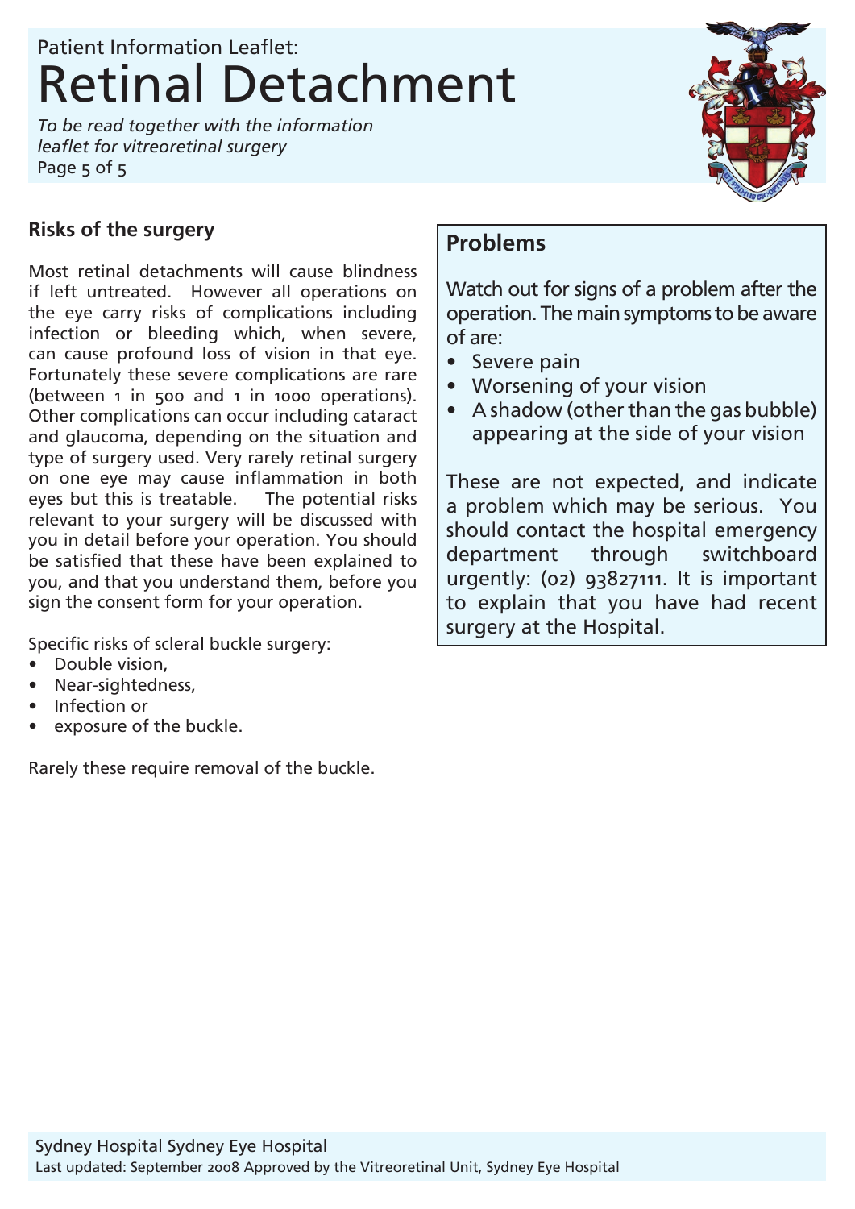Patient Information Leaflet:

# Retinal Detachment

*To be read together with the information leaflet for vitreoretinal surgery*

## Risks of the surgery

Most retinal detachments will cause blindness if left untreated. However all operations on the eye carry risks of complications including infection or bleeding which, when severe, can cause profound loss of vision in that eye. Fortunately these severe complications are rare (between 1 in 500 and 1 in 1000 operations). Other complications can occur including cataract and glaucoma, depending on the situation and type of surgery used. Very rarely retinal surgery on one eye may cause inflammation in both eyes but this is treatable. The potential risks relevant to your surgery will be discussed with you in detail before your operation. You should be satisfied that these have been explained to you, and that you understand them, before you sign the consent form for your operation.

Specific risks of scleral buckle surgery:

- Double vision,
- Near-sightedness,
- Infection or
- exposure of the buckle.

Rarely these require removal of the buckle.

## Problems

Watch out for signs of a problem after the operation. The main symptoms to be aware of are:

- Severe pain
- Worsening of your vision
- A shadow (other than the gas bubble) appearing at the side of your vision

These are not expected, and indicate a problem which may be serious. You should contact the hospital emergency department through switchboard urgently: (02) 93827111. It is important to explain that you have had recent surgery at the Hospital.

Sydney Hospital Sydney Eye Hospital

Last updated: September 2008 Approved by the Vitreoretinal Unit, Sydney Eye Hospital